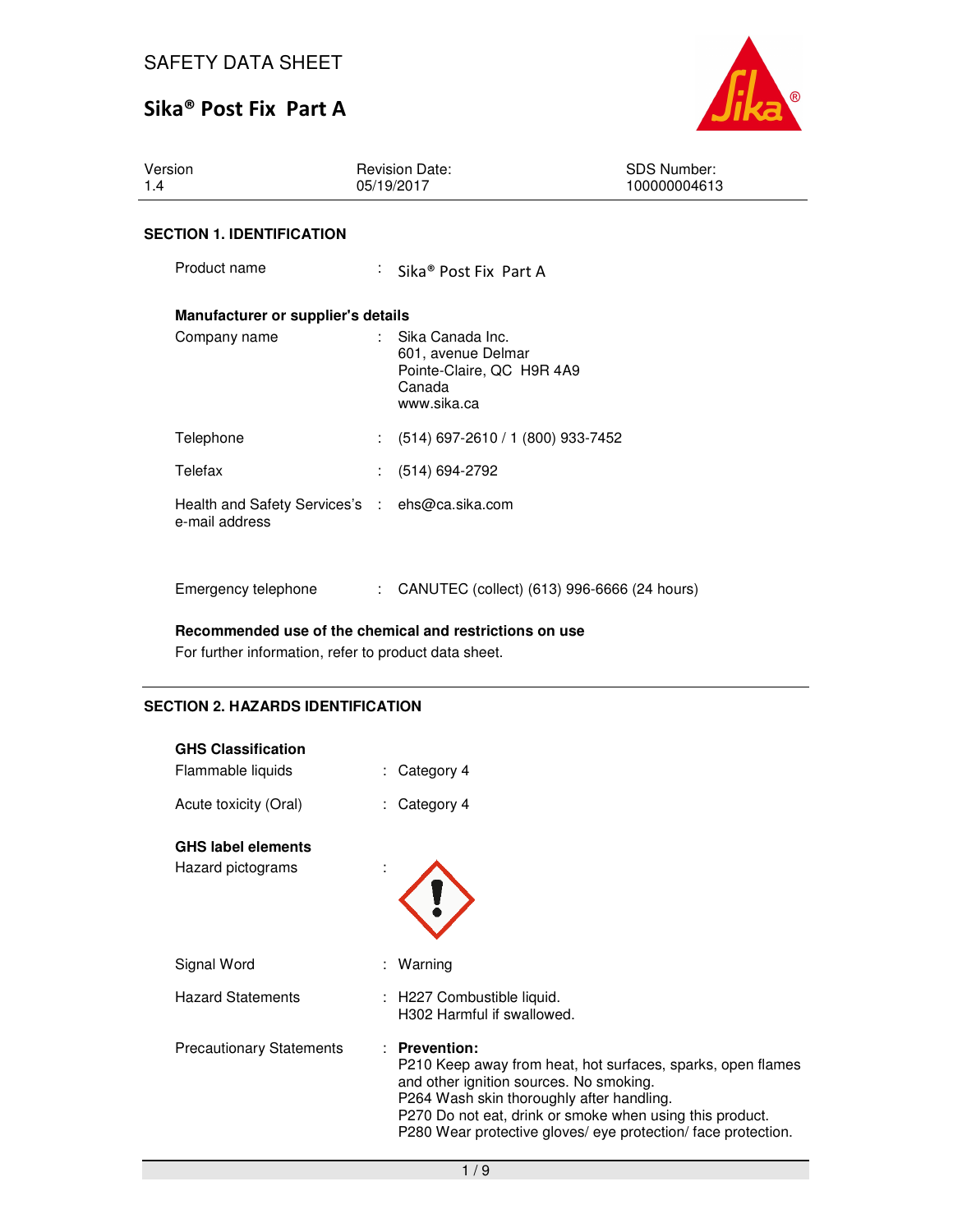# SAFETY DATA SHEET

# Sika® Post Fix Part A

| Version | Revision Date: | SDS Number: |
|---|---|---|
| 1.4 | 05/19/2017 | 100000004613 |

## SECTION 1. IDENTIFICATION

Product name : Sika® Post Fix Part A

**Manufacturer or supplier's details**

Company name : Sika Canada Inc.
601, avenue Delmar
Pointe-Claire, QC H9R 4A9
Canada
www.sika.ca

Telephone : (514) 697-2610 / 1 (800) 933-7452

Telefax : (514) 694-2792

Health and Safety Services's e-mail address : ehs@ca.sika.com

Emergency telephone : CANUTEC (collect) (613) 996-6666 (24 hours)

**Recommended use of the chemical and restrictions on use**

For further information, refer to product data sheet.

## SECTION 2. HAZARDS IDENTIFICATION

**GHS Classification**

Flammable liquids : Category 4

Acute toxicity (Oral) : Category 4

**GHS label elements**

Hazard pictograms :

Signal Word : Warning

Hazard Statements : H227 Combustible liquid.
H302 Harmful if swallowed.

Precautionary Statements : **Prevention:**
P210 Keep away from heat, hot surfaces, sparks, open flames and other ignition sources. No smoking.
P264 Wash skin thoroughly after handling.
P270 Do not eat, drink or smoke when using this product.
P280 Wear protective gloves/ eye protection/ face protection.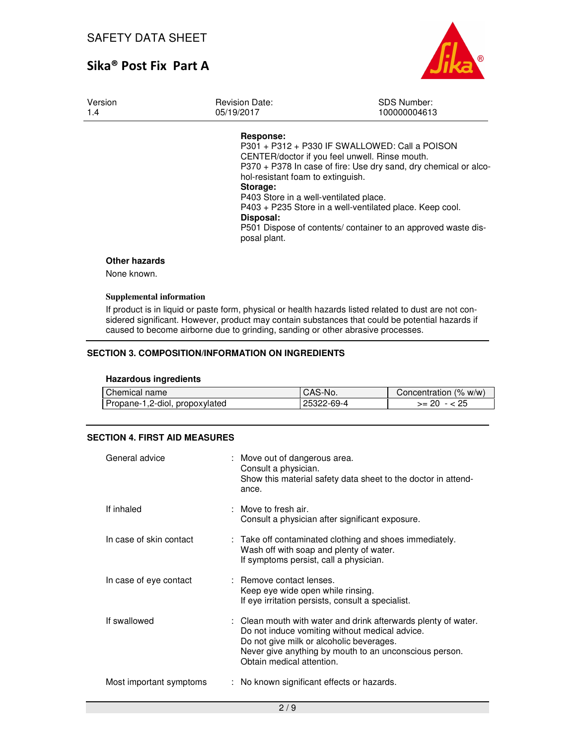**Response:**

P301 + P312 + P330 IF SWALLOWED: Call a POISON CENTER/doctor if you feel unwell. Rinse mouth.

P370 + P378 In case of fire: Use dry sand, dry chemical or alcohol-resistant foam to extinguish.

**Storage:**

P403 Store in a well-ventilated place.

P403 + P235 Store in a well-ventilated place. Keep cool.

**Disposal:**

P501 Dispose of contents/ container to an approved waste disposal plant.

**Other hazards**

None known.

**Supplemental information**

If product is in liquid or paste form, physical or health hazards listed related to dust are not considered significant. However, product may contain substances that could be potential hazards if caused to become airborne due to grinding, sanding or other abrasive processes.

## SECTION 3. COMPOSITION/INFORMATION ON INGREDIENTS

**Hazardous ingredients**

| Chemical name | CAS-No. | Concentration (% w/w) |
|---|---|---|
| Propane-1,2-diol, propoxylated | 25322-69-4 | >= 20 - < 25 |

## SECTION 4. FIRST AID MEASURES

| | |
|---|---|
| General advice | : Move out of dangerous area.<br>Consult a physician.<br>Show this material safety data sheet to the doctor in attendance. |
| If inhaled | : Move to fresh air.<br>Consult a physician after significant exposure. |
| In case of skin contact | : Take off contaminated clothing and shoes immediately.<br>Wash off with soap and plenty of water.<br>If symptoms persist, call a physician. |
| In case of eye contact | : Remove contact lenses.<br>Keep eye wide open while rinsing.<br>If eye irritation persists, consult a specialist. |
| If swallowed | : Clean mouth with water and drink afterwards plenty of water.<br>Do not induce vomiting without medical advice.<br>Do not give milk or alcoholic beverages.<br>Never give anything by mouth to an unconscious person.<br>Obtain medical attention. |
| Most important symptoms | : No known significant effects or hazards. |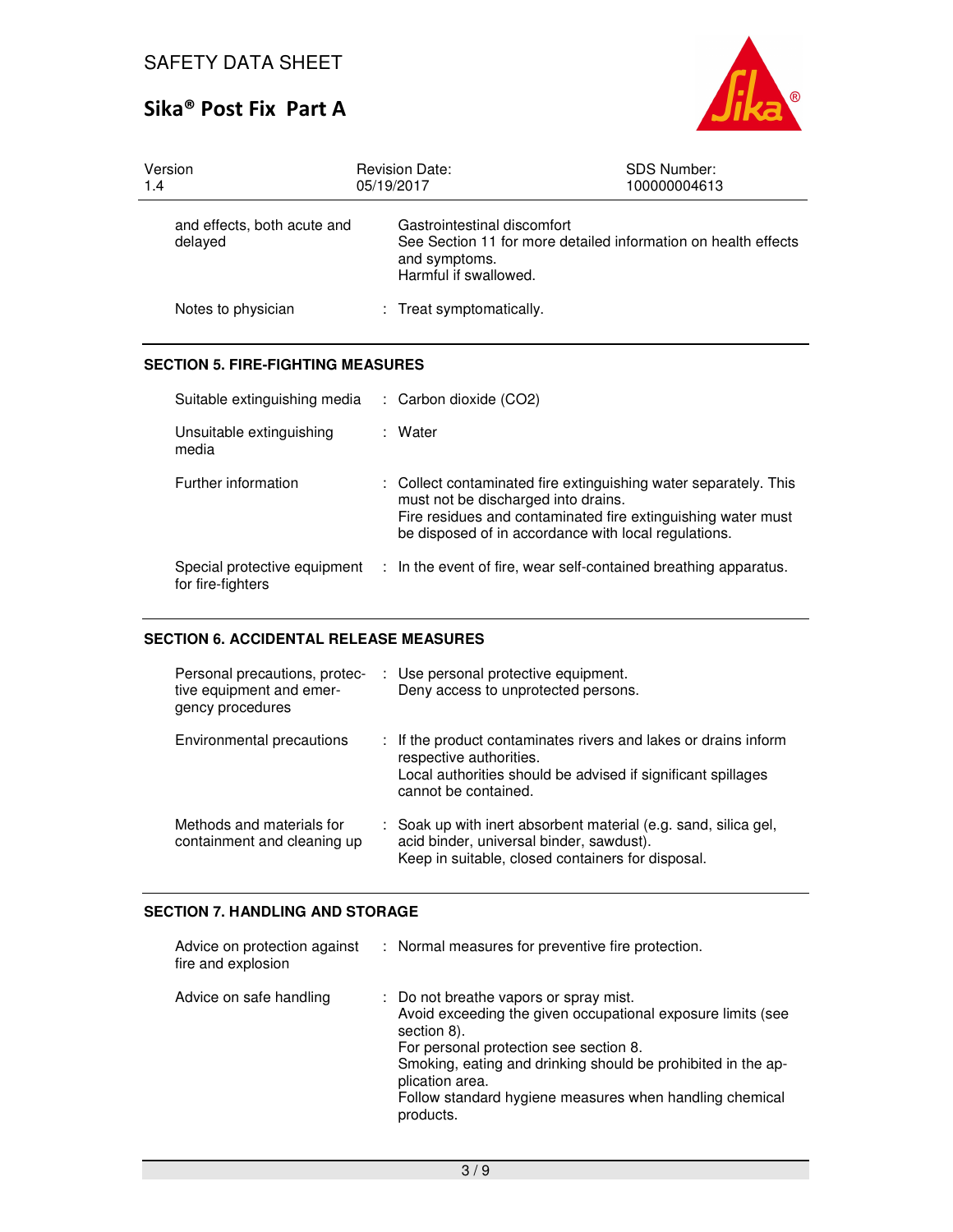| | | |
|---|---|---|
| and effects, both acute and delayed | | Gastrointestinal discomfort<br>See Section 11 for more detailed information on health effects and symptoms.<br>Harmful if swallowed. |
| Notes to physician | : | Treat symptomatically. |

## SECTION 5. FIRE-FIGHTING MEASURES

| | | |
|---|---|---|
| Suitable extinguishing media | : | Carbon dioxide ($CO_2$) |
| Unsuitable extinguishing media | : | Water |
| Further information | : | Collect contaminated fire extinguishing water separately. This must not be discharged into drains.<br>Fire residues and contaminated fire extinguishing water must be disposed of in accordance with local regulations. |
| Special protective equipment for fire-fighters | : | In the event of fire, wear self-contained breathing apparatus. |

## SECTION 6. ACCIDENTAL RELEASE MEASURES

| | | |
|---|---|---|
| Personal precautions, protective equipment and emergency procedures | : | Use personal protective equipment.<br>Deny access to unprotected persons. |
| Environmental precautions | : | If the product contaminates rivers and lakes or drains inform respective authorities.<br>Local authorities should be advised if significant spillages cannot be contained. |
| Methods and materials for containment and cleaning up | : | Soak up with inert absorbent material (e.g. sand, silica gel, acid binder, universal binder, sawdust).<br>Keep in suitable, closed containers for disposal. |

## SECTION 7. HANDLING AND STORAGE

| | | |
|---|---|---|
| Advice on protection against fire and explosion | : | Normal measures for preventive fire protection. |
| Advice on safe handling | : | Do not breathe vapors or spray mist.<br>Avoid exceeding the given occupational exposure limits (see section 8).<br>For personal protection see section 8.<br>Smoking, eating and drinking should be prohibited in the application area.<br>Follow standard hygiene measures when handling chemical products. |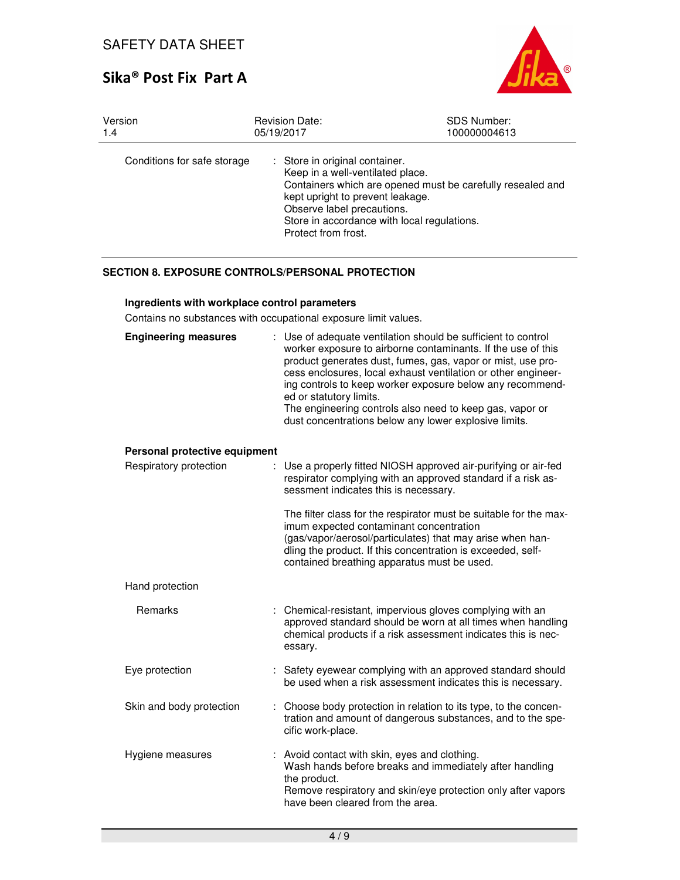| | | |
|---|---|---|
| Conditions for safe storage | : | Store in original container.<br>Keep in a well-ventilated place.<br>Containers which are opened must be carefully resealed and kept upright to prevent leakage.<br>Observe label precautions.<br>Store in accordance with local regulations.<br>Protect from frost. |

## SECTION 8. EXPOSURE CONTROLS/PERSONAL PROTECTION

**Ingredients with workplace control parameters**

Contains no substances with occupational exposure limit values.

| | | |
|---|---|---|
| **Engineering measures** | : | Use of adequate ventilation should be sufficient to control worker exposure to airborne contaminants. If the use of this product generates dust, fumes, gas, vapor or mist, use process enclosures, local exhaust ventilation or other engineering controls to keep worker exposure below any recommended or statutory limits.<br>The engineering controls also need to keep gas, vapor or dust concentrations below any lower explosive limits. |

**Personal protective equipment**

| | | |
|---|---|---|
| Respiratory protection | : | Use a properly fitted NIOSH approved air-purifying or air-fed respirator complying with an approved standard if a risk assessment indicates this is necessary.<br><br>The filter class for the respirator must be suitable for the maximum expected contaminant concentration (gas/vapor/aerosol/particulates) that may arise when handling the product. If this concentration is exceeded, self-contained breathing apparatus must be used. |
| Hand protection | | |
| Remarks | : | Chemical-resistant, impervious gloves complying with an approved standard should be worn at all times when handling chemical products if a risk assessment indicates this is necessary. |
| Eye protection | : | Safety eyewear complying with an approved standard should be used when a risk assessment indicates this is necessary. |
| Skin and body protection | : | Choose body protection in relation to its type, to the concentration and amount of dangerous substances, and to the specific work-place. |
| Hygiene measures | : | Avoid contact with skin, eyes and clothing.<br>Wash hands before breaks and immediately after handling the product.<br>Remove respiratory and skin/eye protection only after vapors have been cleared from the area. |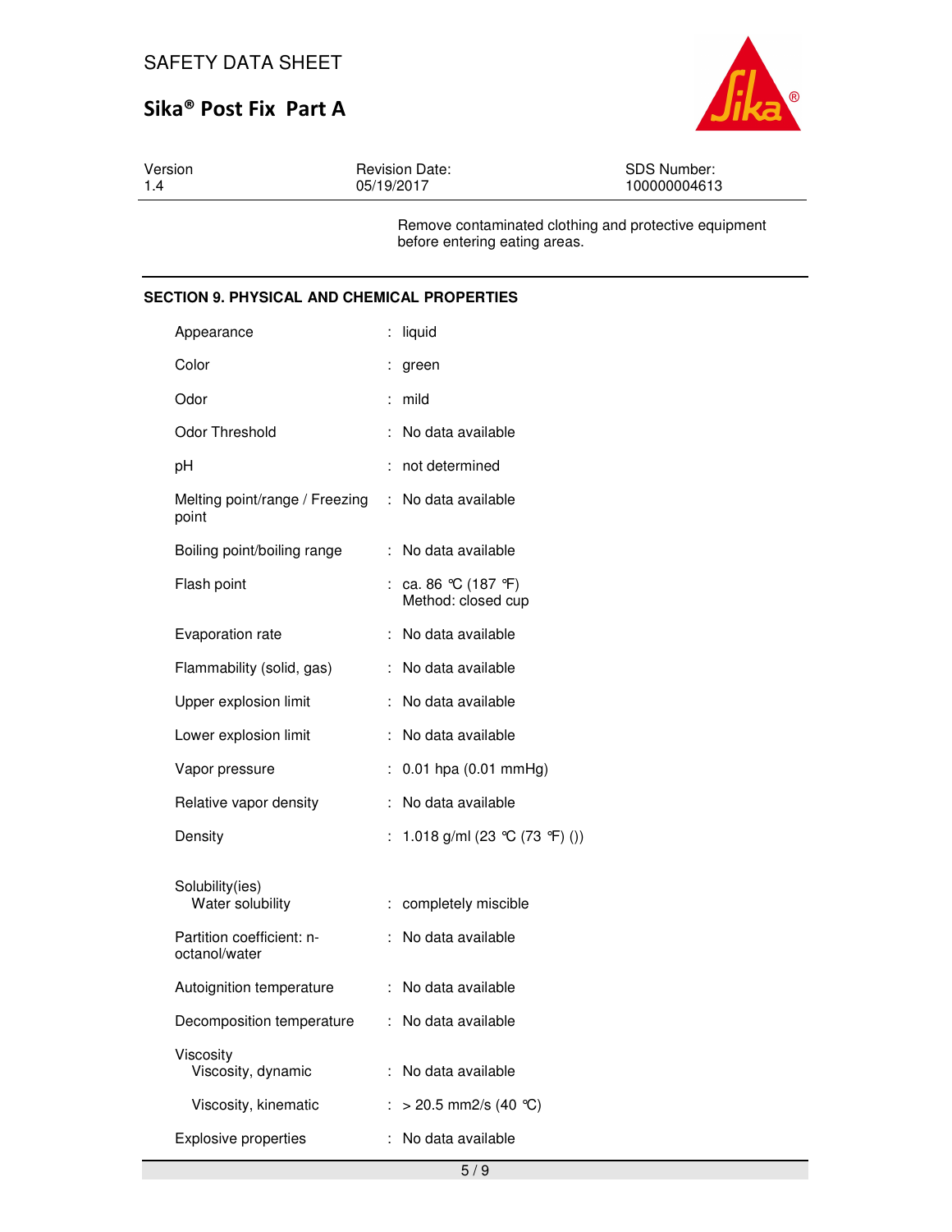Remove contaminated clothing and protective equipment before entering eating areas.

## SECTION 9. PHYSICAL AND CHEMICAL PROPERTIES

| Property | | Value |
|---|---|---|
| Appearance | : | liquid |
| Color | : | green |
| Odor | : | mild |
| Odor Threshold | : | No data available |
| pH | : | not determined |
| Melting point/range / Freezing point | : | No data available |
| Boiling point/boiling range | : | No data available |
| Flash point | : | ca. 86 °C (187 °F)<br>Method: closed cup |
| Evaporation rate | : | No data available |
| Flammability (solid, gas) | : | No data available |
| Upper explosion limit | : | No data available |
| Lower explosion limit | : | No data available |
| Vapor pressure | : | 0.01 hpa (0.01 mmHg) |
| Relative vapor density | : | No data available |
| Density | : | 1.018 g/ml (23 °C (73 °F) ()) |
| Solubility(ies)<br>Water solubility | : | completely miscible |
| Partition coefficient: n-octanol/water | : | No data available |
| Autoignition temperature | : | No data available |
| Decomposition temperature | : | No data available |
| Viscosity<br>Viscosity, dynamic | : | No data available |
| Viscosity, kinematic | : | > 20.5 mm2/s (40 °C) |
| Explosive properties | : | No data available |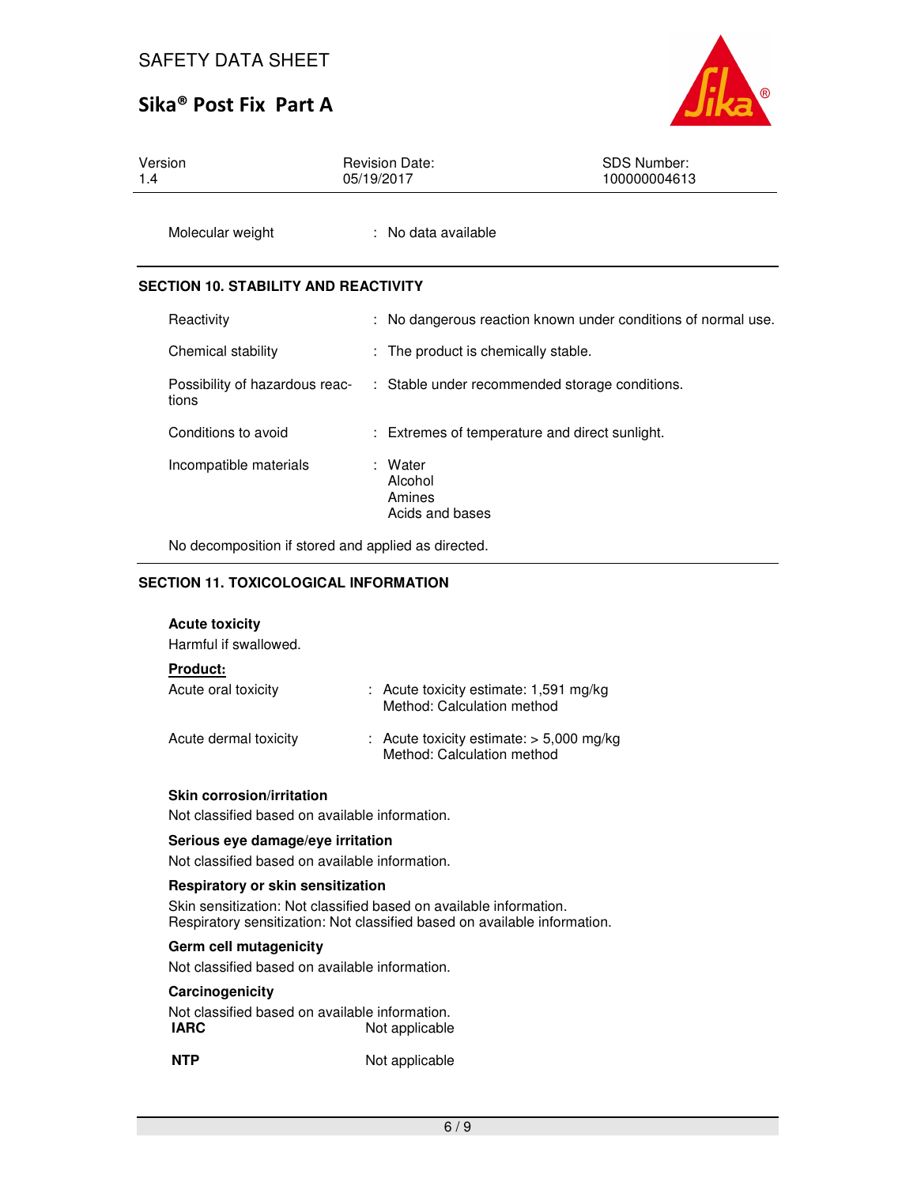| | |
|---|---|
| Molecular weight | : No data available |

## SECTION 10. STABILITY AND REACTIVITY

| | |
|---|---|
| Reactivity | : No dangerous reaction known under conditions of normal use. |
| Chemical stability | : The product is chemically stable. |
| Possibility of hazardous reactions | : Stable under recommended storage conditions. |
| Conditions to avoid | : Extremes of temperature and direct sunlight. |
| Incompatible materials | : Water<br>Alcohol<br>Amines<br>Acids and bases |

No decomposition if stored and applied as directed.

## SECTION 11. TOXICOLOGICAL INFORMATION

### Acute toxicity

Harmful if swallowed.

**Product:**

| | |
|---|---|
| Acute oral toxicity | : Acute toxicity estimate: 1,591 mg/kg<br>Method: Calculation method |
| Acute dermal toxicity | : Acute toxicity estimate: > 5,000 mg/kg<br>Method: Calculation method |

### Skin corrosion/irritation

Not classified based on available information.

### Serious eye damage/eye irritation

Not classified based on available information.

### Respiratory or skin sensitization

Skin sensitization: Not classified based on available information.
Respiratory sensitization: Not classified based on available information.

### Germ cell mutagenicity

Not classified based on available information.

### Carcinogenicity

Not classified based on available information.

| | |
|---|---|
| **IARC** | Not applicable |
| **NTP** | Not applicable |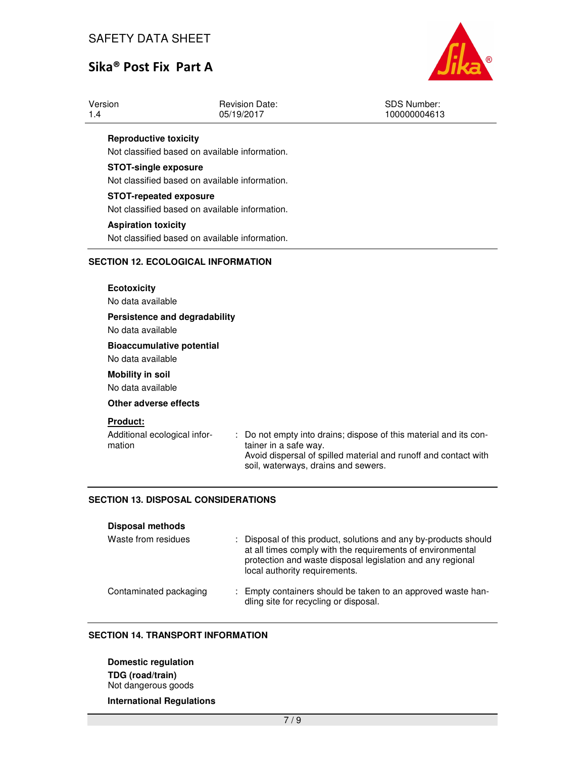**Reproductive toxicity**

Not classified based on available information.

**STOT-single exposure**

Not classified based on available information.

**STOT-repeated exposure**

Not classified based on available information.

**Aspiration toxicity**

Not classified based on available information.

## SECTION 12. ECOLOGICAL INFORMATION

**Ecotoxicity**

No data available

**Persistence and degradability**

No data available

**Bioaccumulative potential**

No data available

**Mobility in soil**

No data available

**Other adverse effects**

**Product:**

Additional ecological information : Do not empty into drains; dispose of this material and its container in a safe way.
Avoid dispersal of spilled material and runoff and contact with soil, waterways, drains and sewers.

## SECTION 13. DISPOSAL CONSIDERATIONS

**Disposal methods**

Waste from residues : Disposal of this product, solutions and any by-products should at all times comply with the requirements of environmental protection and waste disposal legislation and any regional local authority requirements.

Contaminated packaging : Empty containers should be taken to an approved waste handling site for recycling or disposal.

## SECTION 14. TRANSPORT INFORMATION

**Domestic regulation**

**TDG (road/train)**

Not dangerous goods

**International Regulations**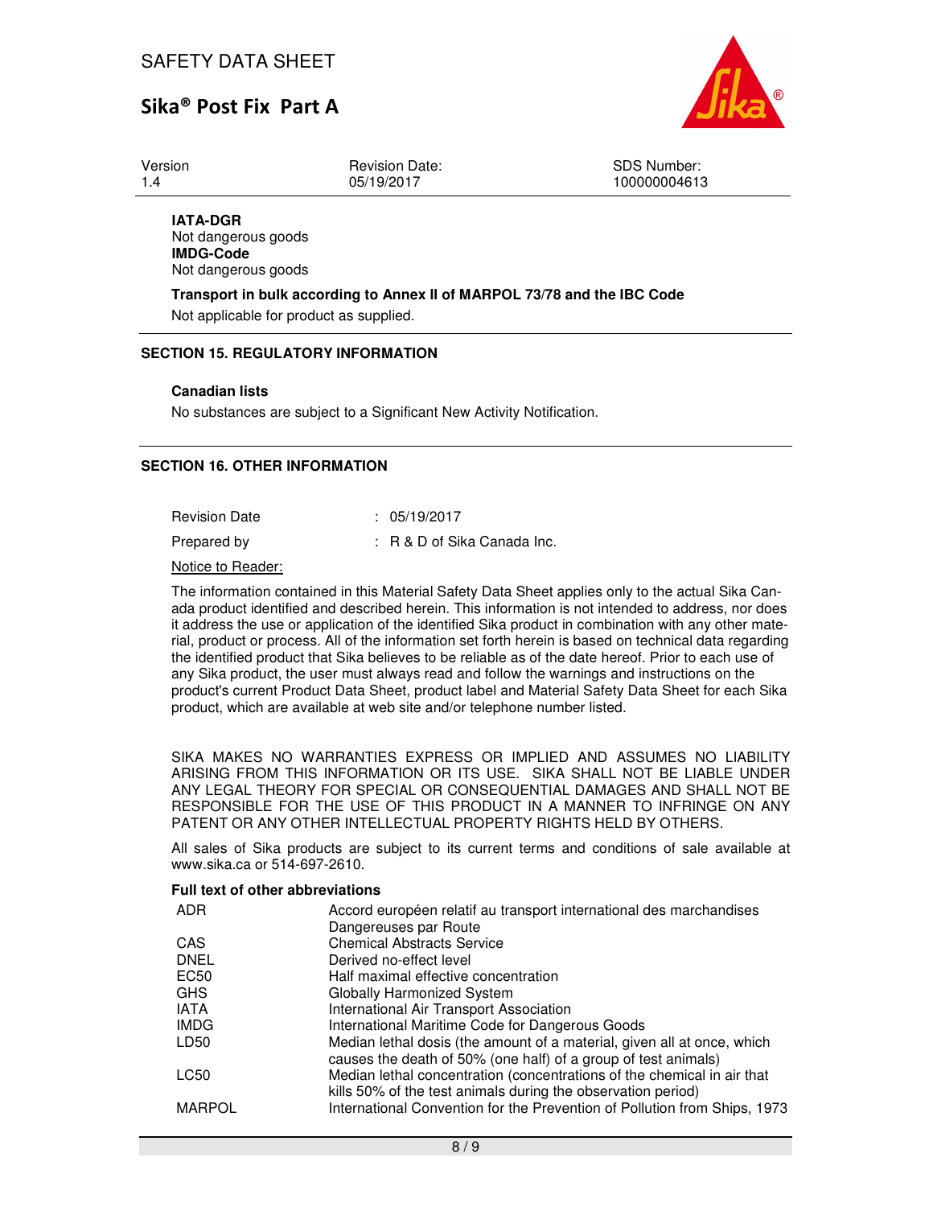**IATA-DGR**
Not dangerous goods
**IMDG-Code**
Not dangerous goods

**Transport in bulk according to Annex II of MARPOL 73/78 and the IBC Code**

Not applicable for product as supplied.

## SECTION 15. REGULATORY INFORMATION

**Canadian lists**

No substances are subject to a Significant New Activity Notification.

## SECTION 16. OTHER INFORMATION

| | |
|---|---|
| Revision Date | : 05/19/2017 |
| Prepared by | : R & D of Sika Canada Inc. |

Notice to Reader:

The information contained in this Material Safety Data Sheet applies only to the actual Sika Canada product identified and described herein. This information is not intended to address, nor does it address the use or application of the identified Sika product in combination with any other material, product or process. All of the information set forth herein is based on technical data regarding the identified product that Sika believes to be reliable as of the date hereof. Prior to each use of any Sika product, the user must always read and follow the warnings and instructions on the product's current Product Data Sheet, product label and Material Safety Data Sheet for each Sika product, which are available at web site and/or telephone number listed.

SIKA MAKES NO WARRANTIES EXPRESS OR IMPLIED AND ASSUMES NO LIABILITY ARISING FROM THIS INFORMATION OR ITS USE. SIKA SHALL NOT BE LIABLE UNDER ANY LEGAL THEORY FOR SPECIAL OR CONSEQUENTIAL DAMAGES AND SHALL NOT BE RESPONSIBLE FOR THE USE OF THIS PRODUCT IN A MANNER TO INFRINGE ON ANY PATENT OR ANY OTHER INTELLECTUAL PROPERTY RIGHTS HELD BY OTHERS.

All sales of Sika products are subject to its current terms and conditions of sale available at www.sika.ca or 514-697-2610.

**Full text of other abbreviations**

| | |
|---|---|
| ADR | Accord européen relatif au transport international des marchandises Dangereuses par Route |
| CAS | Chemical Abstracts Service |
| DNEL | Derived no-effect level |
| EC50 | Half maximal effective concentration |
| GHS | Globally Harmonized System |
| IATA | International Air Transport Association |
| IMDG | International Maritime Code for Dangerous Goods |
| LD50 | Median lethal dosis (the amount of a material, given all at once, which causes the death of 50% (one half) of a group of test animals) |
| LC50 | Median lethal concentration (concentrations of the chemical in air that kills 50% of the test animals during the observation period) |
| MARPOL | International Convention for the Prevention of Pollution from Ships, 1973 |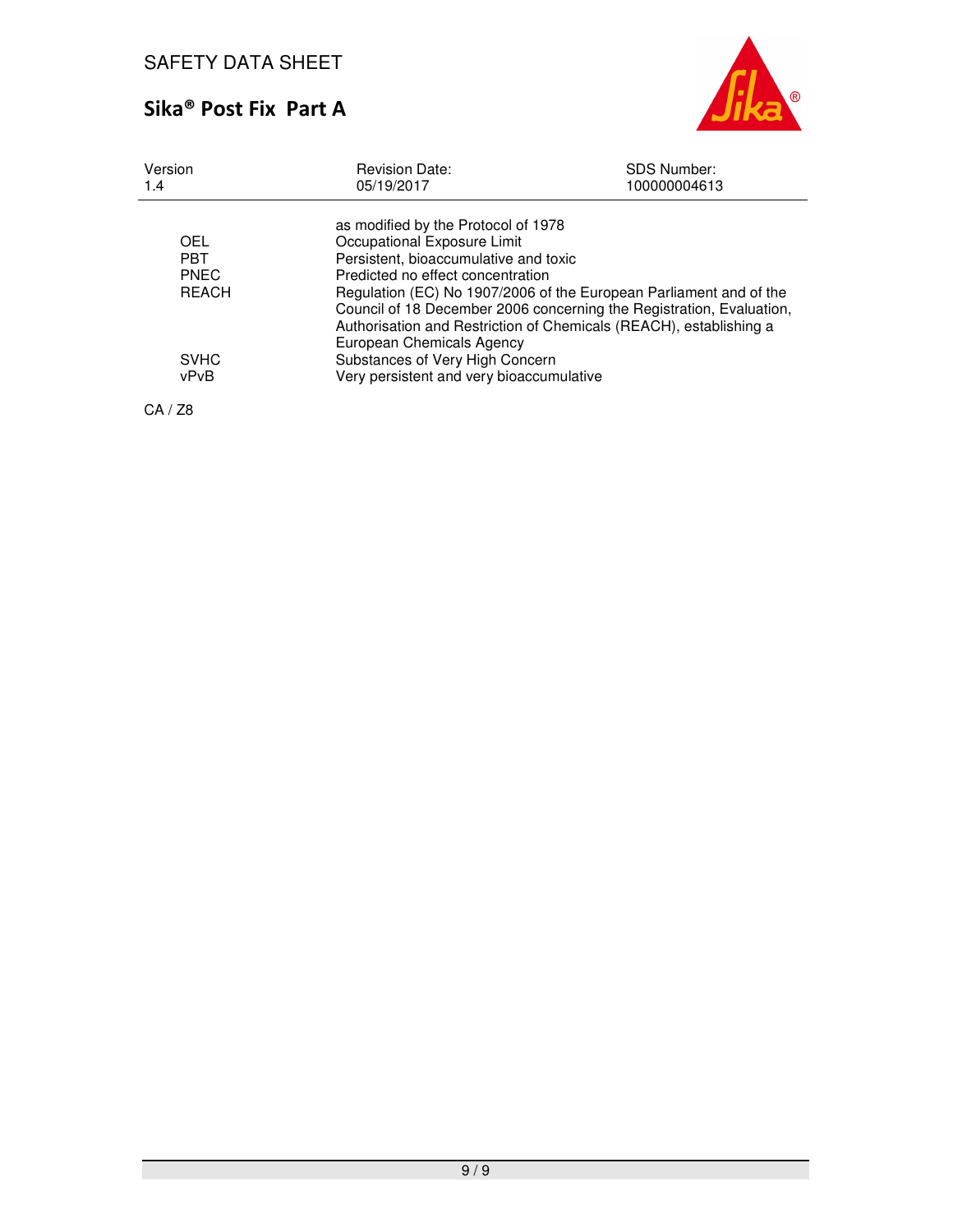| | |
|---|---|
| | as modified by the Protocol of 1978 |
| OEL | Occupational Exposure Limit |
| PBT | Persistent, bioaccumulative and toxic |
| PNEC | Predicted no effect concentration |
| REACH | Regulation (EC) No 1907/2006 of the European Parliament and of the Council of 18 December 2006 concerning the Registration, Evaluation, Authorisation and Restriction of Chemicals (REACH), establishing a European Chemicals Agency |
| SVHC | Substances of Very High Concern |
| vPvB | Very persistent and very bioaccumulative |

CA / Z8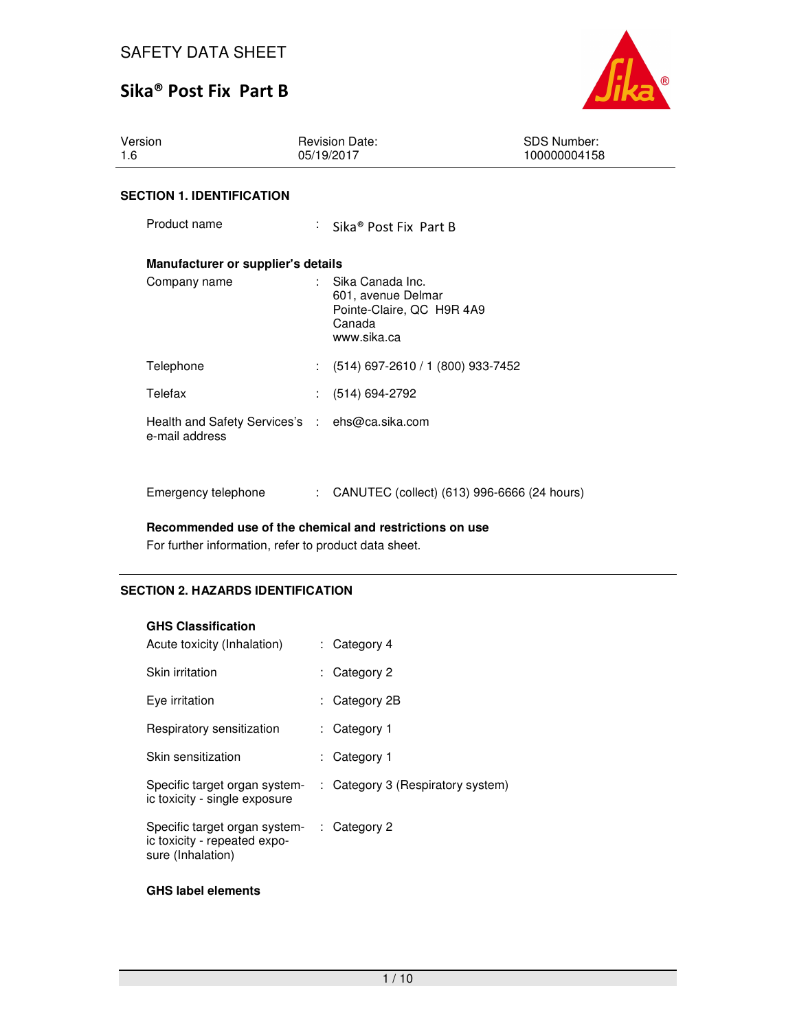# SAFETY DATA SHEET

## Sika® Post Fix Part B

| Version | Revision Date: | SDS Number: |
|---|---|---|
| 1.6 | 05/19/2017 | 100000004158 |

### SECTION 1. IDENTIFICATION

Product name : Sika® Post Fix Part B

**Manufacturer or supplier's details**

Company name : Sika Canada Inc.
601, avenue Delmar
Pointe-Claire, QC H9R 4A9
Canada
www.sika.ca

Telephone : (514) 697-2610 / 1 (800) 933-7452

Telefax : (514) 694-2792

Health and Safety Services's e-mail address : ehs@ca.sika.com

Emergency telephone : CANUTEC (collect) (613) 996-6666 (24 hours)

**Recommended use of the chemical and restrictions on use**

For further information, refer to product data sheet.

### SECTION 2. HAZARDS IDENTIFICATION

**GHS Classification**

| | |
|---|---|
| Acute toxicity (Inhalation) | Category 4 |
| Skin irritation | Category 2 |
| Eye irritation | Category 2B |
| Respiratory sensitization | Category 1 |
| Skin sensitization | Category 1 |
| Specific target organ systemic toxicity - single exposure | Category 3 (Respiratory system) |
| Specific target organ systemic toxicity - repeated exposure (Inhalation) | Category 2 |

**GHS label elements**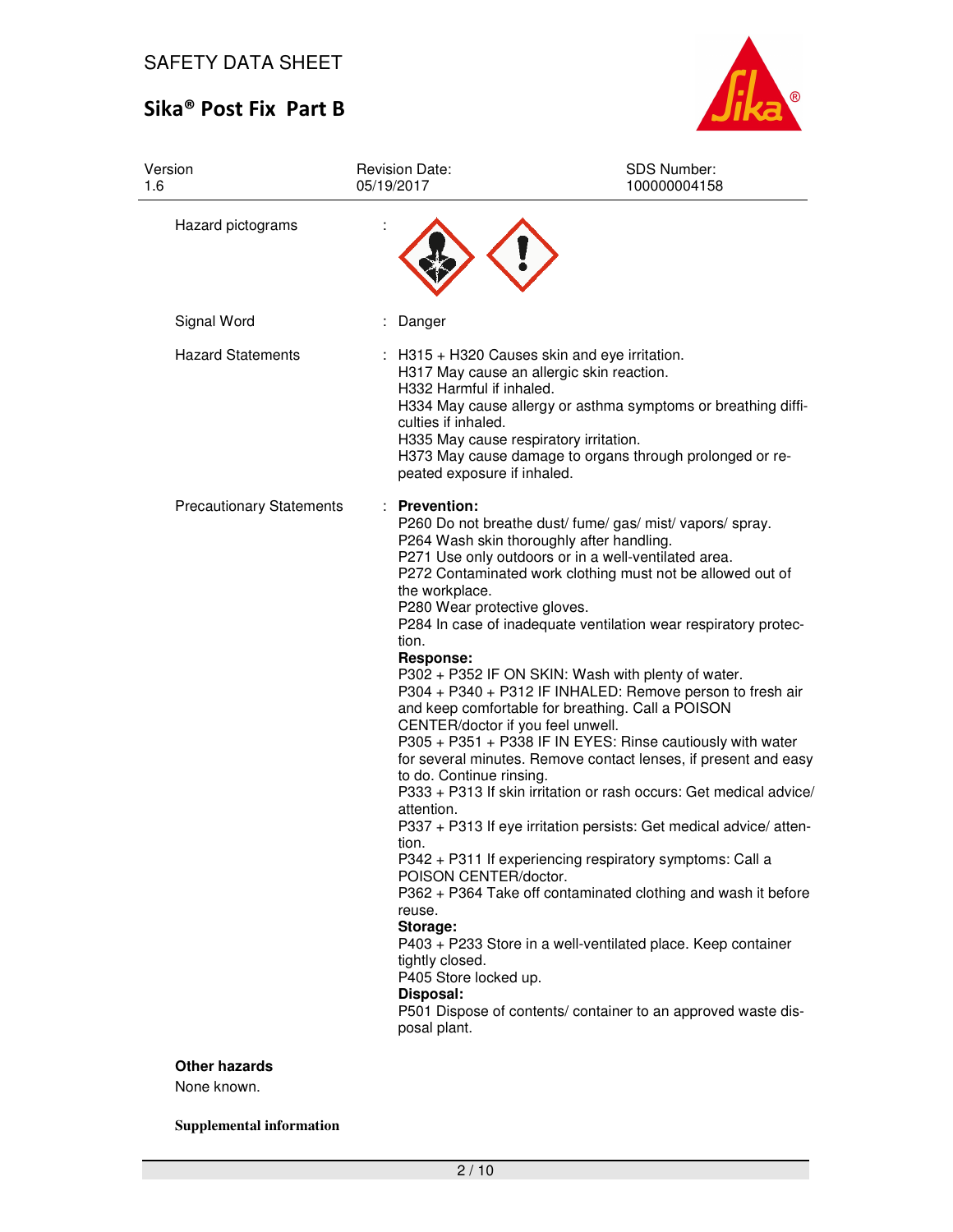| Version | Revision Date: | SDS Number: |
| --- | --- | --- |
| 1.6 | 05/19/2017 | 100000004158 |

| | | |
| --- | --- | --- |
| Hazard pictograms | : | |
| Signal Word | : | Danger |
| Hazard Statements | : | H315 + H320 Causes skin and eye irritation.<br>H317 May cause an allergic skin reaction.<br>H332 Harmful if inhaled.<br>H334 May cause allergy or asthma symptoms or breathing difficulties if inhaled.<br>H335 May cause respiratory irritation.<br>H373 May cause damage to organs through prolonged or repeated exposure if inhaled. |
| Precautionary Statements | : | **Prevention:**<br>P260 Do not breathe dust/ fume/ gas/ mist/ vapors/ spray.<br>P264 Wash skin thoroughly after handling.<br>P271 Use only outdoors or in a well-ventilated area.<br>P272 Contaminated work clothing must not be allowed out of the workplace.<br>P280 Wear protective gloves.<br>P284 In case of inadequate ventilation wear respiratory protection.<br>**Response:**<br>P302 + P352 IF ON SKIN: Wash with plenty of water.<br>P304 + P340 + P312 IF INHALED: Remove person to fresh air and keep comfortable for breathing. Call a POISON CENTER/doctor if you feel unwell.<br>P305 + P351 + P338 IF IN EYES: Rinse cautiously with water for several minutes. Remove contact lenses, if present and easy to do. Continue rinsing.<br>P333 + P313 If skin irritation or rash occurs: Get medical advice/ attention.<br>P337 + P313 If eye irritation persists: Get medical advice/ attention.<br>P342 + P311 If experiencing respiratory symptoms: Call a POISON CENTER/doctor.<br>P362 + P364 Take off contaminated clothing and wash it before reuse.<br>**Storage:**<br>P403 + P233 Store in a well-ventilated place. Keep container tightly closed.<br>P405 Store locked up.<br>**Disposal:**<br>P501 Dispose of contents/ container to an approved waste disposal plant. |

**Other hazards**

None known.

**Supplemental information**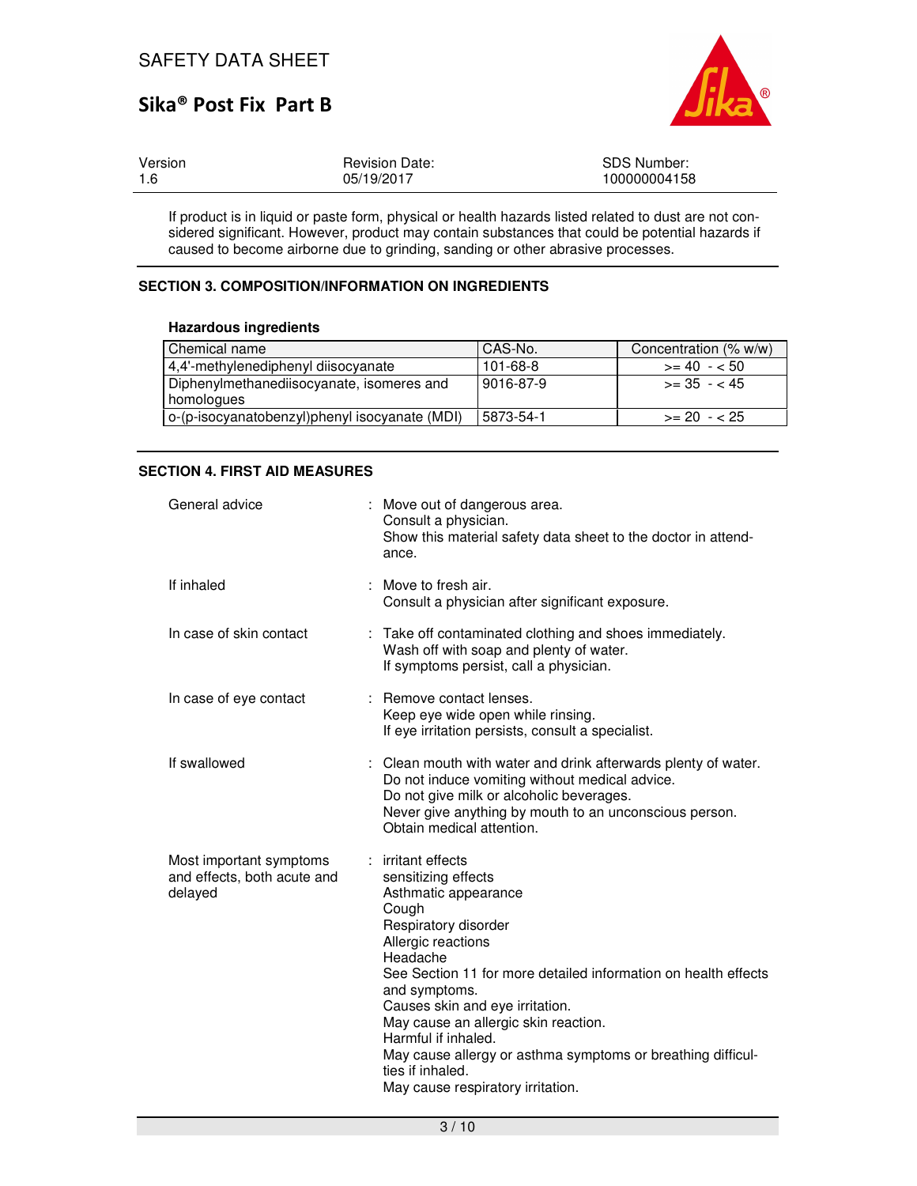If product is in liquid or paste form, physical or health hazards listed related to dust are not considered significant. However, product may contain substances that could be potential hazards if caused to become airborne due to grinding, sanding or other abrasive processes.

## SECTION 3. COMPOSITION/INFORMATION ON INGREDIENTS

**Hazardous ingredients**

| Chemical name | CAS-No. | Concentration (% w/w) |
|---|---|---|
| 4,4'-methylenediphenyl diisocyanate | 101-68-8 | >= 40 - < 50 |
| Diphenylmethanediisocyanate, isomeres and homologues | 9016-87-9 | >= 35 - < 45 |
| o-(p-isocyanatobenzyl)phenyl isocyanate (MDI) | 5873-54-1 | >= 20 - < 25 |

## SECTION 4. FIRST AID MEASURES

General advice : Move out of dangerous area.
Consult a physician.
Show this material safety data sheet to the doctor in attendance.

If inhaled : Move to fresh air.
Consult a physician after significant exposure.

In case of skin contact : Take off contaminated clothing and shoes immediately.
Wash off with soap and plenty of water.
If symptoms persist, call a physician.

In case of eye contact : Remove contact lenses.
Keep eye wide open while rinsing.
If eye irritation persists, consult a specialist.

If swallowed : Clean mouth with water and drink afterwards plenty of water.
Do not induce vomiting without medical advice.
Do not give milk or alcoholic beverages.
Never give anything by mouth to an unconscious person.
Obtain medical attention.

Most important symptoms and effects, both acute and delayed : irritant effects
sensitizing effects
Asthmatic appearance
Cough
Respiratory disorder
Allergic reactions
Headache
See Section 11 for more detailed information on health effects and symptoms.
Causes skin and eye irritation.
May cause an allergic skin reaction.
Harmful if inhaled.
May cause allergy or asthma symptoms or breathing difficulties if inhaled.
May cause respiratory irritation.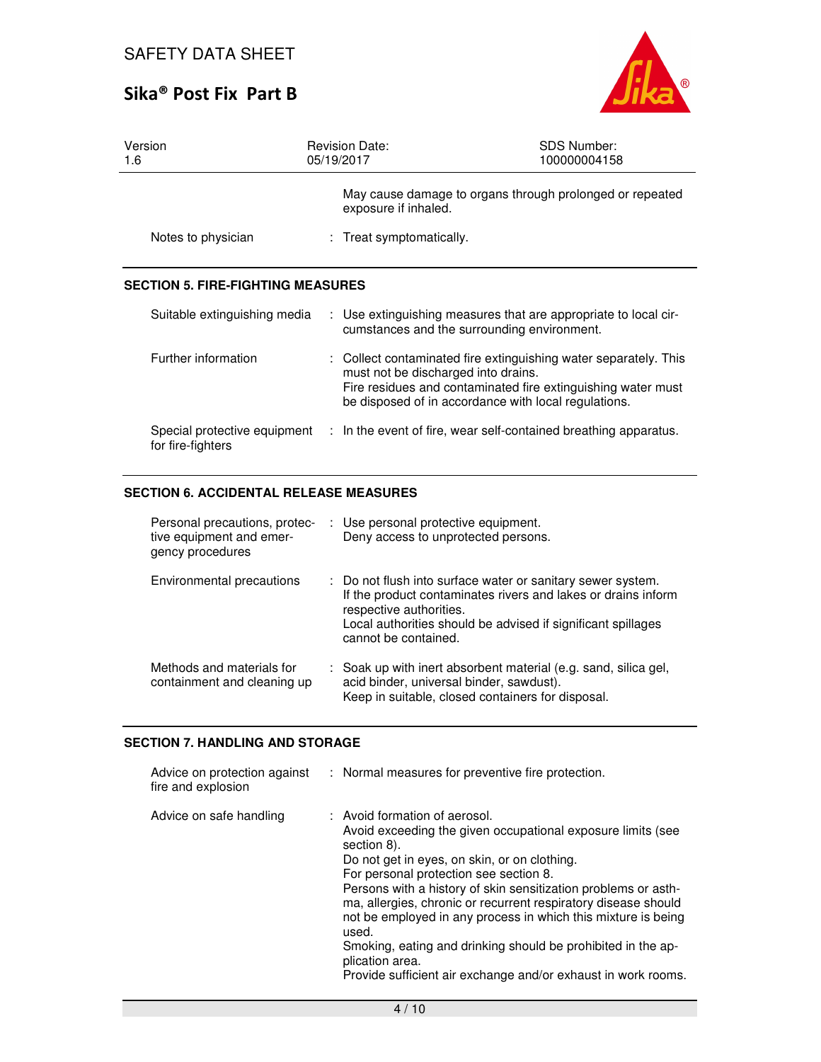May cause damage to organs through prolonged or repeated exposure if inhaled.

| | |
|---|---|
| Notes to physician | : Treat symptomatically. |

## SECTION 5. FIRE-FIGHTING MEASURES

| | |
|---|---|
| Suitable extinguishing media | : Use extinguishing measures that are appropriate to local circumstances and the surrounding environment. |
| Further information | : Collect contaminated fire extinguishing water separately. This must not be discharged into drains.<br>Fire residues and contaminated fire extinguishing water must be disposed of in accordance with local regulations. |
| Special protective equipment for fire-fighters | : In the event of fire, wear self-contained breathing apparatus. |

## SECTION 6. ACCIDENTAL RELEASE MEASURES

| | |
|---|---|
| Personal precautions, protective equipment and emergency procedures | : Use personal protective equipment.<br>Deny access to unprotected persons. |
| Environmental precautions | : Do not flush into surface water or sanitary sewer system.<br>If the product contaminates rivers and lakes or drains inform respective authorities.<br>Local authorities should be advised if significant spillages cannot be contained. |
| Methods and materials for containment and cleaning up | : Soak up with inert absorbent material (e.g. sand, silica gel, acid binder, universal binder, sawdust).<br>Keep in suitable, closed containers for disposal. |

## SECTION 7. HANDLING AND STORAGE

| | |
|---|---|
| Advice on protection against fire and explosion | : Normal measures for preventive fire protection. |
| Advice on safe handling | : Avoid formation of aerosol.<br>Avoid exceeding the given occupational exposure limits (see section 8).<br>Do not get in eyes, on skin, or on clothing.<br>For personal protection see section 8.<br>Persons with a history of skin sensitization problems or asthma, allergies, chronic or recurrent respiratory disease should not be employed in any process in which this mixture is being used.<br>Smoking, eating and drinking should be prohibited in the application area.<br>Provide sufficient air exchange and/or exhaust in work rooms. |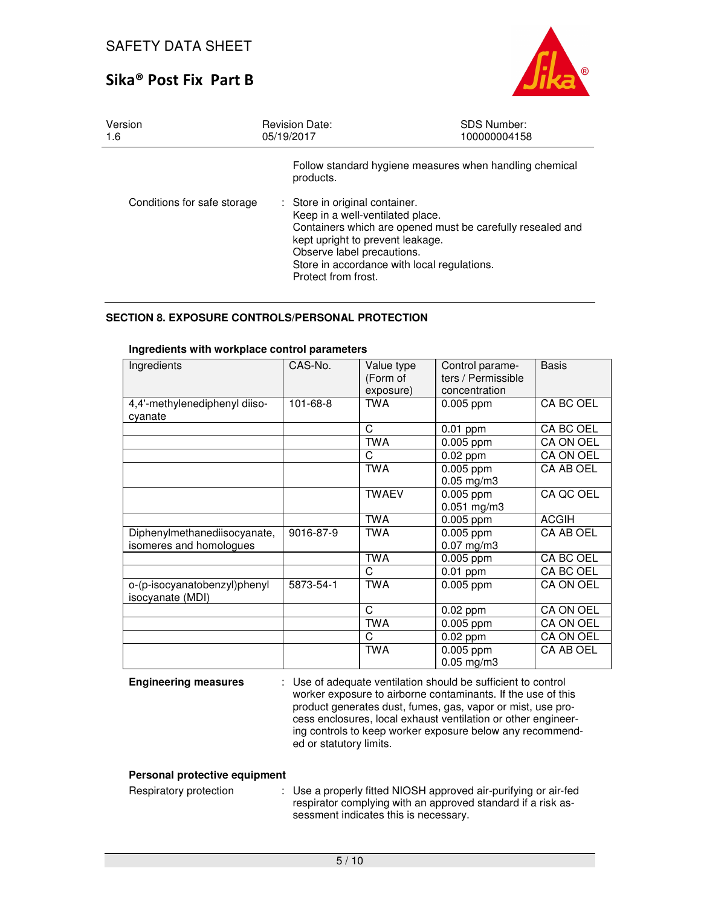Follow standard hygiene measures when handling chemical products.

Conditions for safe storage : Store in original container.
Keep in a well-ventilated place.
Containers which are opened must be carefully resealed and kept upright to prevent leakage.
Observe label precautions.
Store in accordance with local regulations.
Protect from frost.

## SECTION 8. EXPOSURE CONTROLS/PERSONAL PROTECTION

**Ingredients with workplace control parameters**

| Ingredients | CAS-No. | Value type (Form of exposure) | Control parameters / Permissible concentration | Basis |
|---|---|---|---|---|
| 4,4'-methylenediphenyl diisocyanate | 101-68-8 | TWA | 0.005 ppm | CA BC OEL |
| | | C | 0.01 ppm | CA BC OEL |
| | | TWA | 0.005 ppm | CA ON OEL |
| | | C | 0.02 ppm | CA ON OEL |
| | | TWA | 0.005 ppm<br>0.05 mg/m3 | CA AB OEL |
| | | TWAEV | 0.005 ppm<br>0.051 mg/m3 | CA QC OEL |
| | | TWA | 0.005 ppm | ACGIH |
| Diphenylmethanediisocyanate, isomeres and homologues | 9016-87-9 | TWA | 0.005 ppm<br>0.07 mg/m3 | CA AB OEL |
| | | TWA | 0.005 ppm | CA BC OEL |
| | | C | 0.01 ppm | CA BC OEL |
| o-(p-isocyanatobenzyl)phenyl isocyanate (MDI) | 5873-54-1 | TWA | 0.005 ppm | CA ON OEL |
| | | C | 0.02 ppm | CA ON OEL |
| | | TWA | 0.005 ppm | CA ON OEL |
| | | C | 0.02 ppm | CA ON OEL |
| | | TWA | 0.005 ppm<br>0.05 mg/m3 | CA AB OEL |

**Engineering measures** : Use of adequate ventilation should be sufficient to control worker exposure to airborne contaminants. If the use of this product generates dust, fumes, gas, vapor or mist, use process enclosures, local exhaust ventilation or other engineering controls to keep worker exposure below any recommended or statutory limits.

**Personal protective equipment**

Respiratory protection : Use a properly fitted NIOSH approved air-purifying or air-fed respirator complying with an approved standard if a risk assessment indicates this is necessary.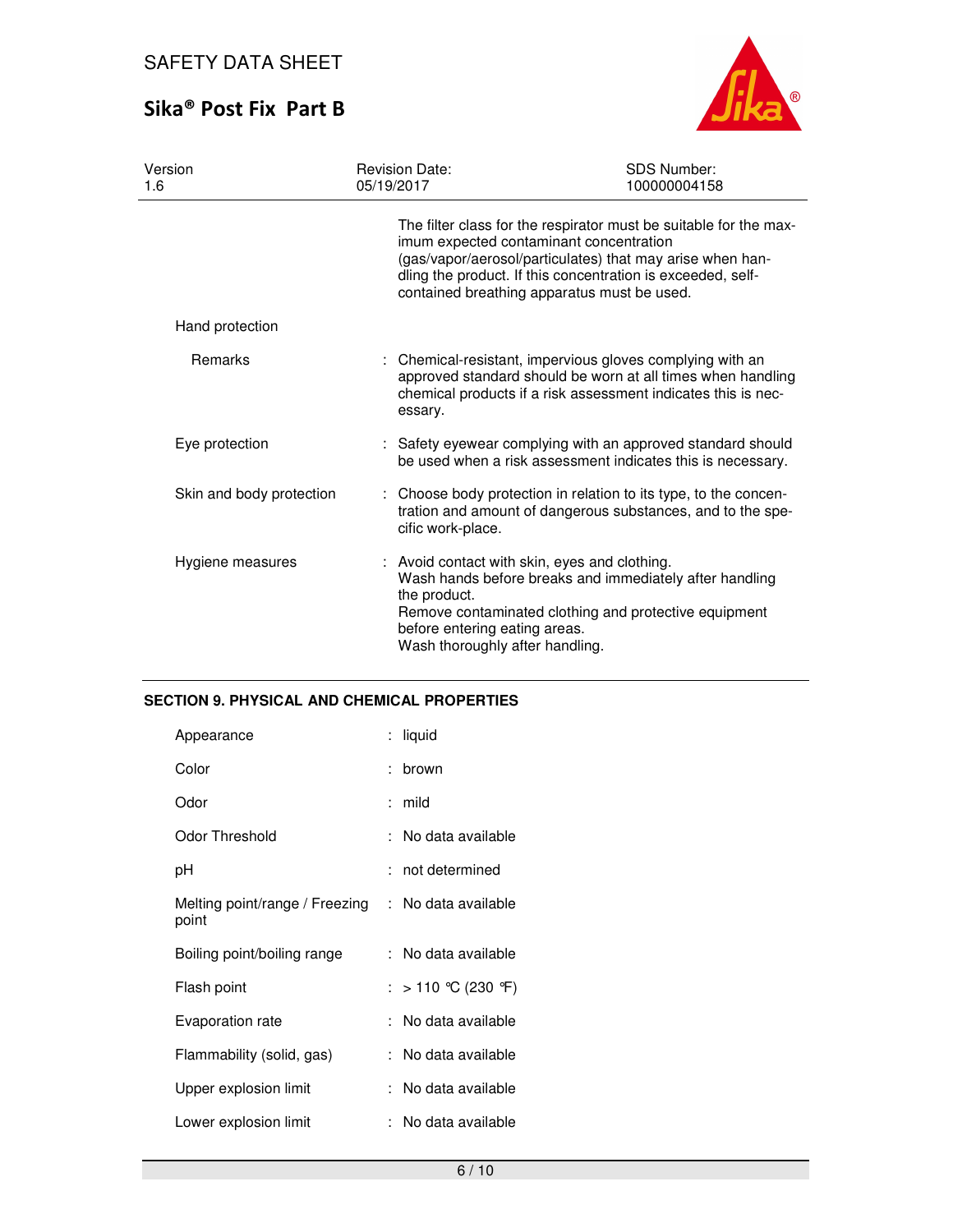The filter class for the respirator must be suitable for the maximum expected contaminant concentration (gas/vapor/aerosol/particulates) that may arise when handling the product. If this concentration is exceeded, self-contained breathing apparatus must be used.

Hand protection

| | |
|---|---|
| Remarks | : Chemical-resistant, impervious gloves complying with an approved standard should be worn at all times when handling chemical products if a risk assessment indicates this is necessary. |
| Eye protection | : Safety eyewear complying with an approved standard should be used when a risk assessment indicates this is necessary. |
| Skin and body protection | : Choose body protection in relation to its type, to the concentration and amount of dangerous substances, and to the specific work-place. |
| Hygiene measures | : Avoid contact with skin, eyes and clothing.<br>Wash hands before breaks and immediately after handling the product.<br>Remove contaminated clothing and protective equipment before entering eating areas.<br>Wash thoroughly after handling. |

## SECTION 9. PHYSICAL AND CHEMICAL PROPERTIES

| | |
|---|---|
| Appearance | : liquid |
| Color | : brown |
| Odor | : mild |
| Odor Threshold | : No data available |
| pH | : not determined |
| Melting point/range / Freezing point | : No data available |
| Boiling point/boiling range | : No data available |
| Flash point | : > 110 °C (230 °F) |
| Evaporation rate | : No data available |
| Flammability (solid, gas) | : No data available |
| Upper explosion limit | : No data available |
| Lower explosion limit | : No data available |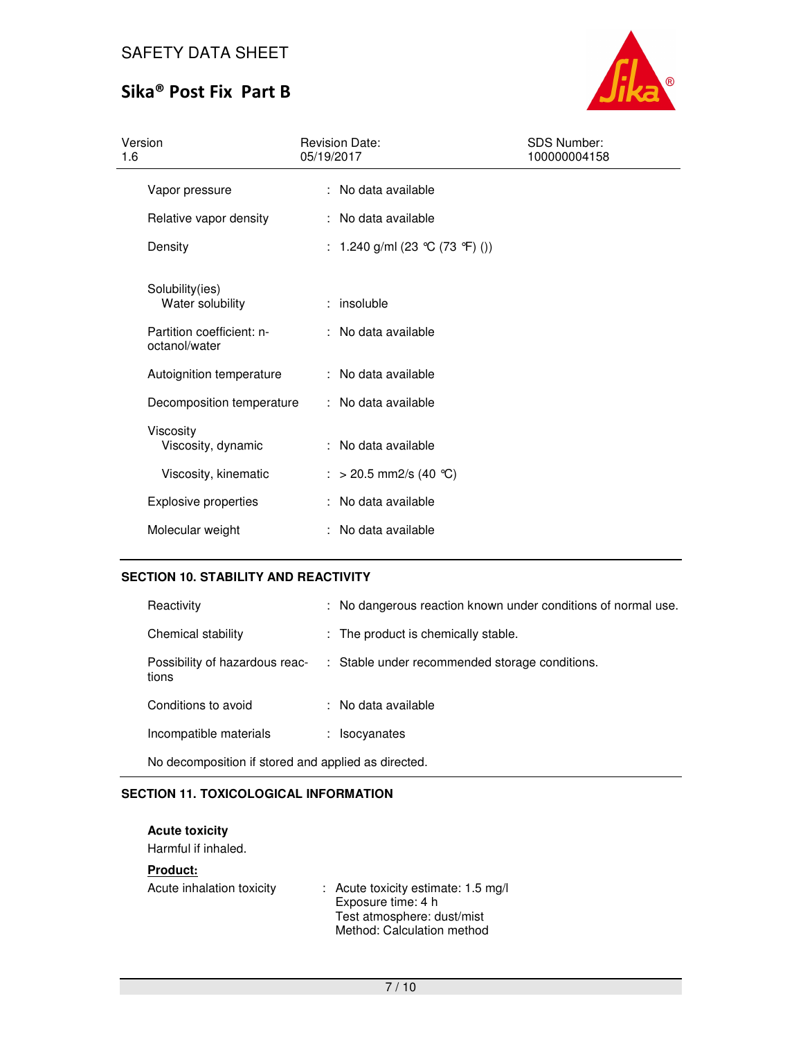| | | |
|---|---|---|
| Vapor pressure | : | No data available |
| Relative vapor density | : | No data available |
| Density | : | 1.240 g/ml (23 °C (73 °F) ()) |
| Solubility(ies)<br>Water solubility | : | insoluble |
| Partition coefficient: n-octanol/water | : | No data available |
| Autoignition temperature | : | No data available |
| Decomposition temperature | : | No data available |
| Viscosity<br>Viscosity, dynamic | : | No data available |
| Viscosity, kinematic | : | > 20.5 mm2/s (40 °C) |
| Explosive properties | : | No data available |
| Molecular weight | : | No data available |

## SECTION 10. STABILITY AND REACTIVITY

| | | |
|---|---|---|
| Reactivity | : | No dangerous reaction known under conditions of normal use. |
| Chemical stability | : | The product is chemically stable. |
| Possibility of hazardous reactions | : | Stable under recommended storage conditions. |
| Conditions to avoid | : | No data available |
| Incompatible materials | : | Isocyanates |

No decomposition if stored and applied as directed.

## SECTION 11. TOXICOLOGICAL INFORMATION

**Acute toxicity**

Harmful if inhaled.

**Product:**

Acute inhalation toxicity : Acute toxicity estimate: 1.5 mg/l
Exposure time: 4 h
Test atmosphere: dust/mist
Method: Calculation method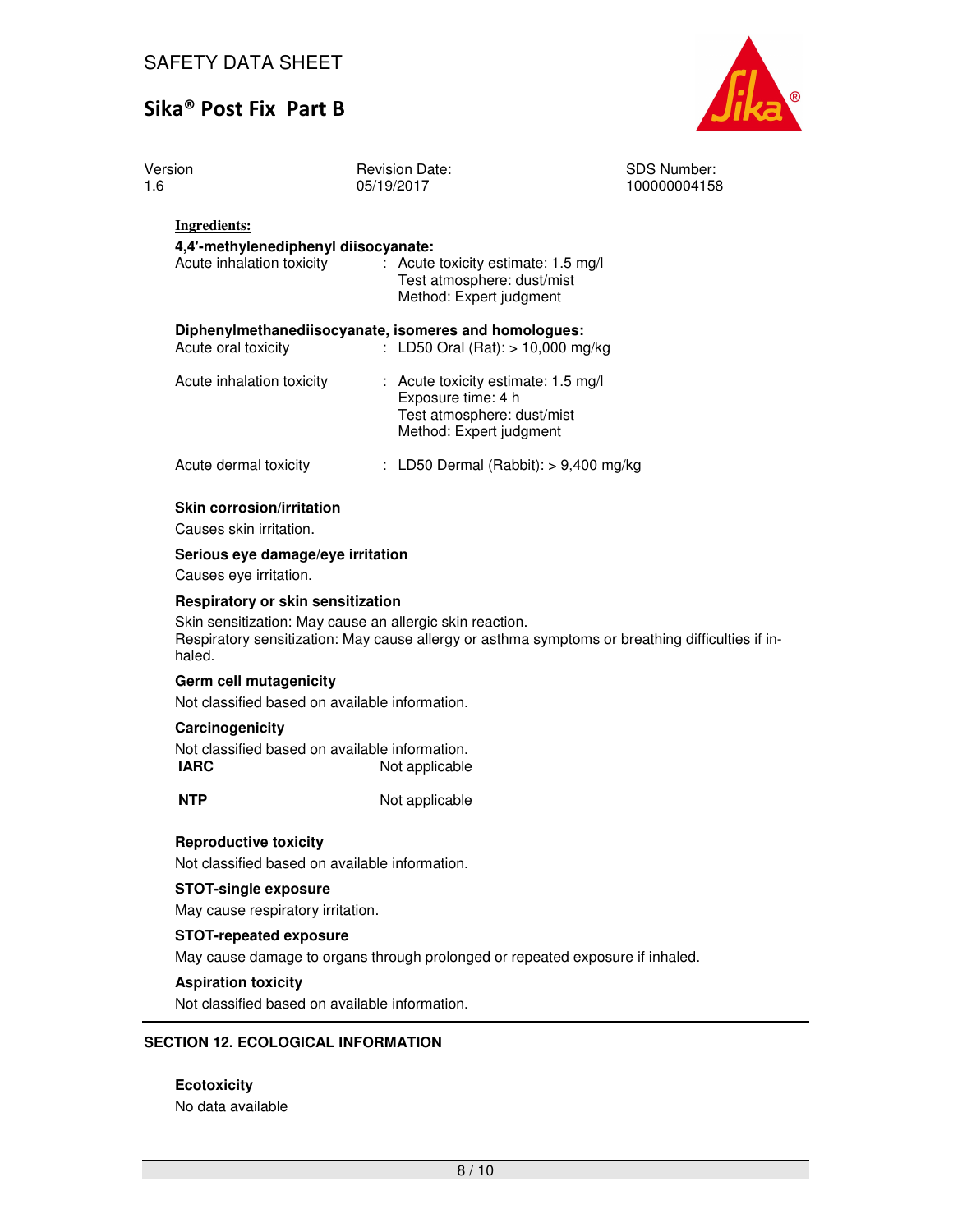**Ingredients:**

**4,4'-methylenediphenyl diisocyanate:**

| | | |
|---|---|---|
| Acute inhalation toxicity | : | Acute toxicity estimate: 1.5 mg/l<br>Test atmosphere: dust/mist<br>Method: Expert judgment |

**Diphenylmethanediisocyanate, isomeres and homologues:**

| | | |
|---|---|---|
| Acute oral toxicity | : | LD50 Oral (Rat): > 10,000 mg/kg |
| Acute inhalation toxicity | : | Acute toxicity estimate: 1.5 mg/l<br>Exposure time: 4 h<br>Test atmosphere: dust/mist<br>Method: Expert judgment |
| Acute dermal toxicity | : | LD50 Dermal (Rabbit): > 9,400 mg/kg |

**Skin corrosion/irritation**

Causes skin irritation.

**Serious eye damage/eye irritation**

Causes eye irritation.

**Respiratory or skin sensitization**

Skin sensitization: May cause an allergic skin reaction.
Respiratory sensitization: May cause allergy or asthma symptoms or breathing difficulties if inhaled.

**Germ cell mutagenicity**

Not classified based on available information.

**Carcinogenicity**

Not classified based on available information.

| | |
|---|---|
| **IARC** | Not applicable |
| **NTP** | Not applicable |

**Reproductive toxicity**

Not classified based on available information.

**STOT-single exposure**

May cause respiratory irritation.

**STOT-repeated exposure**

May cause damage to organs through prolonged or repeated exposure if inhaled.

**Aspiration toxicity**

Not classified based on available information.

## SECTION 12. ECOLOGICAL INFORMATION

**Ecotoxicity**

No data available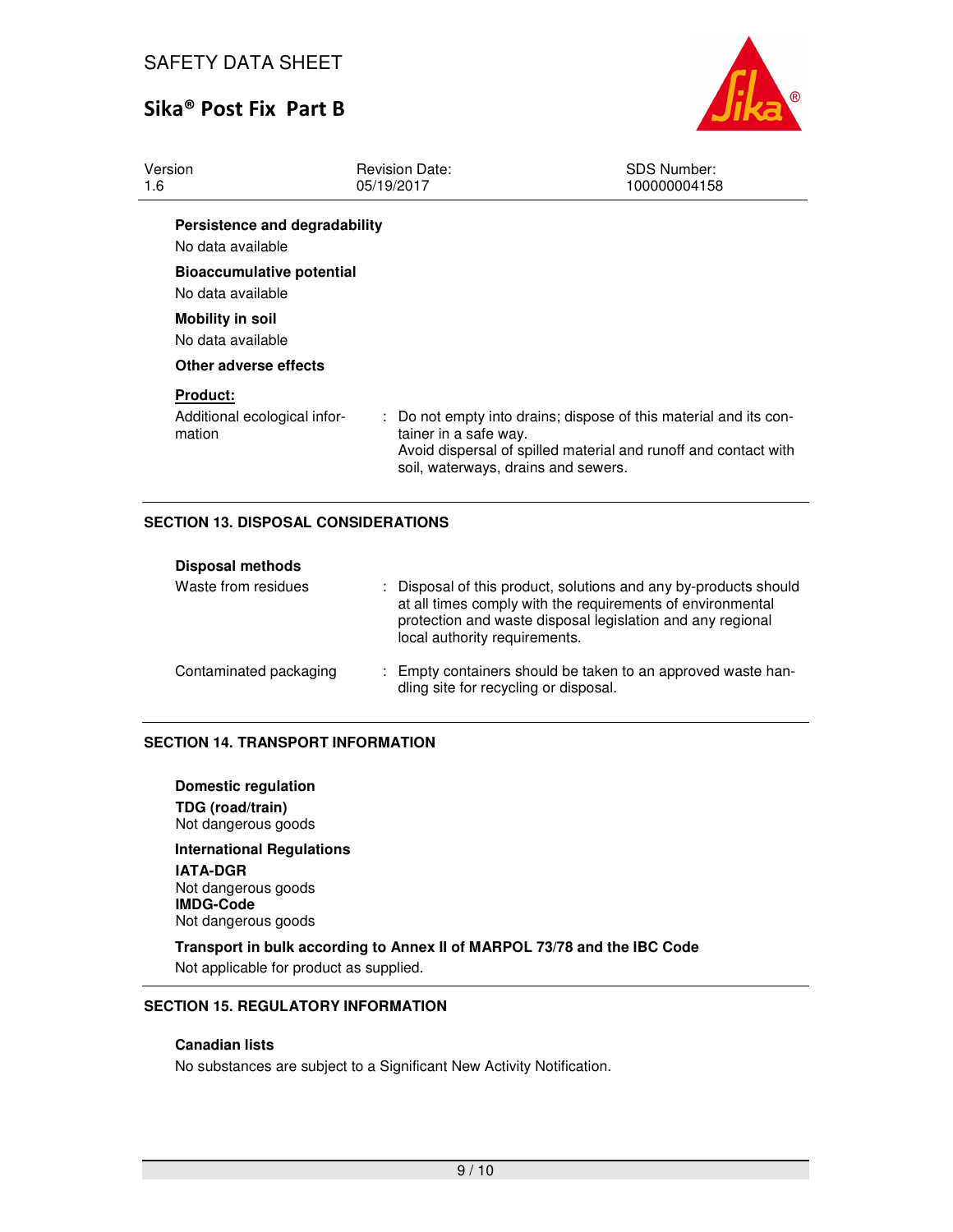**Persistence and degradability**

No data available

**Bioaccumulative potential**

No data available

**Mobility in soil**

No data available

**Other adverse effects**

**Product:**

| | |
|---|---|
| Additional ecological information | : Do not empty into drains; dispose of this material and its container in a safe way. Avoid dispersal of spilled material and runoff and contact with soil, waterways, drains and sewers. |

## SECTION 13. DISPOSAL CONSIDERATIONS

**Disposal methods**

| | |
|---|---|
| Waste from residues | : Disposal of this product, solutions and any by-products should at all times comply with the requirements of environmental protection and waste disposal legislation and any regional local authority requirements. |
| Contaminated packaging | : Empty containers should be taken to an approved waste handling site for recycling or disposal. |

## SECTION 14. TRANSPORT INFORMATION

**Domestic regulation**

**TDG (road/train)**
Not dangerous goods

**International Regulations**

**IATA-DGR**
Not dangerous goods
**IMDG-Code**
Not dangerous goods

**Transport in bulk according to Annex II of MARPOL 73/78 and the IBC Code**
Not applicable for product as supplied.

## SECTION 15. REGULATORY INFORMATION

**Canadian lists**

No substances are subject to a Significant New Activity Notification.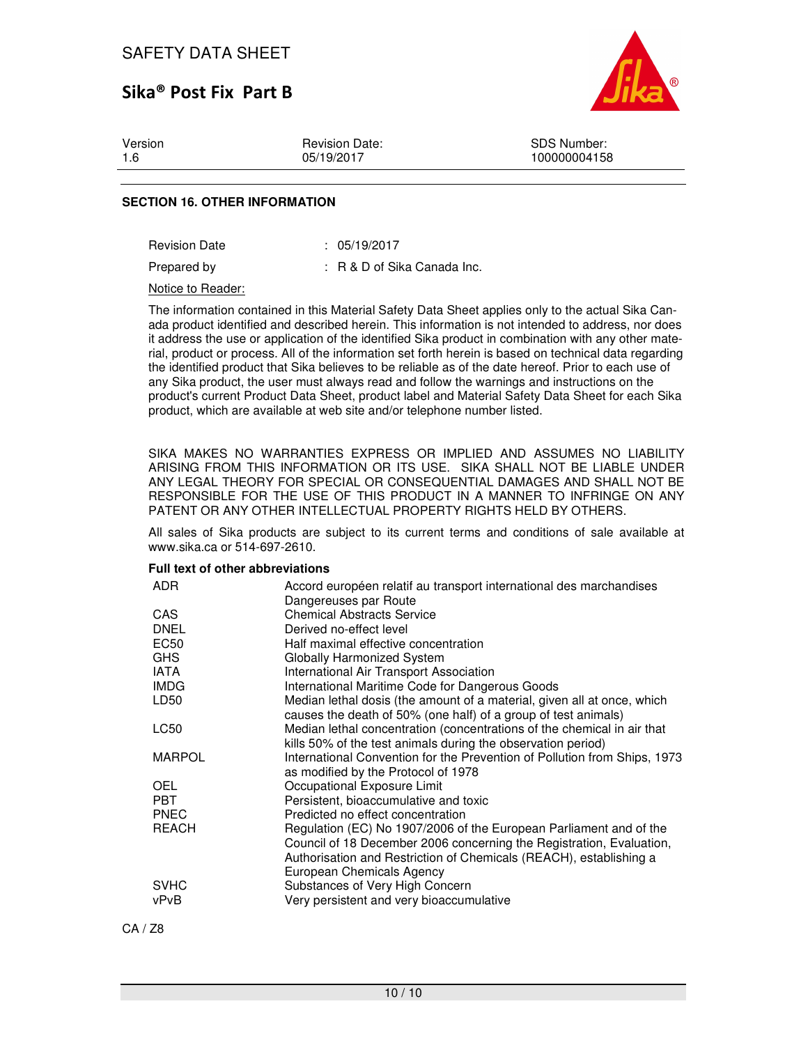## SECTION 16. OTHER INFORMATION

| | | |
|---|---|---|
| Revision Date | : | 05/19/2017 |
| Prepared by | : | R & D of Sika Canada Inc. |

Notice to Reader:

The information contained in this Material Safety Data Sheet applies only to the actual Sika Canada product identified and described herein. This information is not intended to address, nor does it address the use or application of the identified Sika product in combination with any other material, product or process. All of the information set forth herein is based on technical data regarding the identified product that Sika believes to be reliable as of the date hereof. Prior to each use of any Sika product, the user must always read and follow the warnings and instructions on the product's current Product Data Sheet, product label and Material Safety Data Sheet for each Sika product, which are available at web site and/or telephone number listed.

SIKA MAKES NO WARRANTIES EXPRESS OR IMPLIED AND ASSUMES NO LIABILITY ARISING FROM THIS INFORMATION OR ITS USE. SIKA SHALL NOT BE LIABLE UNDER ANY LEGAL THEORY FOR SPECIAL OR CONSEQUENTIAL DAMAGES AND SHALL NOT BE RESPONSIBLE FOR THE USE OF THIS PRODUCT IN A MANNER TO INFRINGE ON ANY PATENT OR ANY OTHER INTELLECTUAL PROPERTY RIGHTS HELD BY OTHERS.

All sales of Sika products are subject to its current terms and conditions of sale available at www.sika.ca or 514-697-2610.

**Full text of other abbreviations**

| | |
|---|---|
| ADR | Accord européen relatif au transport international des marchandises Dangereuses par Route |
| CAS | Chemical Abstracts Service |
| DNEL | Derived no-effect level |
| EC50 | Half maximal effective concentration |
| GHS | Globally Harmonized System |
| IATA | International Air Transport Association |
| IMDG | International Maritime Code for Dangerous Goods |
| LD50 | Median lethal dosis (the amount of a material, given all at once, which causes the death of 50% (one half) of a group of test animals) |
| LC50 | Median lethal concentration (concentrations of the chemical in air that kills 50% of the test animals during the observation period) |
| MARPOL | International Convention for the Prevention of Pollution from Ships, 1973 as modified by the Protocol of 1978 |
| OEL | Occupational Exposure Limit |
| PBT | Persistent, bioaccumulative and toxic |
| PNEC | Predicted no effect concentration |
| REACH | Regulation (EC) No 1907/2006 of the European Parliament and of the Council of 18 December 2006 concerning the Registration, Evaluation, Authorisation and Restriction of Chemicals (REACH), establishing a European Chemicals Agency |
| SVHC | Substances of Very High Concern |
| vPvB | Very persistent and very bioaccumulative |

CA / Z8